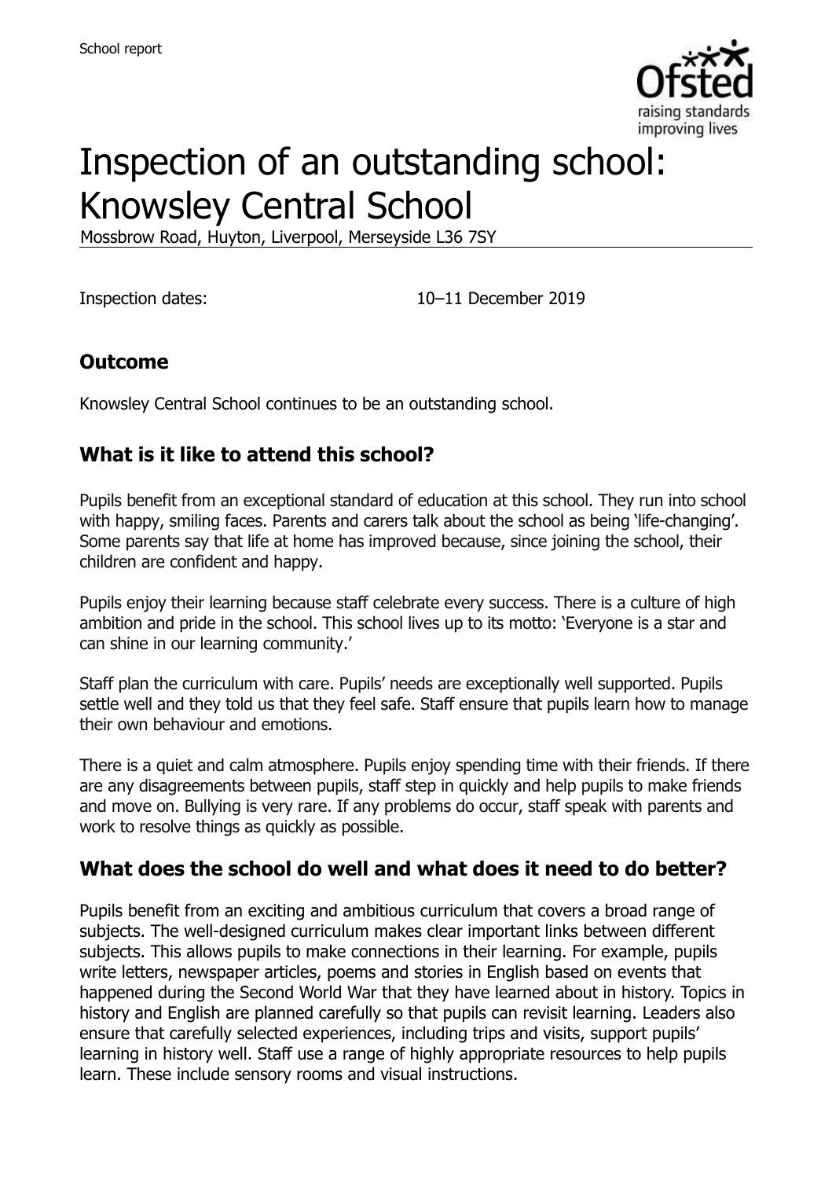School report

# Inspection of an outstanding school: Knowsley Central School

Mossbrow Road, Huyton, Liverpool, Merseyside L36 7SY

Inspection dates: 10–11 December 2019

## Outcome

Knowsley Central School continues to be an outstanding school.

## What is it like to attend this school?

Pupils benefit from an exceptional standard of education at this school. They run into school with happy, smiling faces. Parents and carers talk about the school as being 'life-changing'. Some parents say that life at home has improved because, since joining the school, their children are confident and happy.

Pupils enjoy their learning because staff celebrate every success. There is a culture of high ambition and pride in the school. This school lives up to its motto: 'Everyone is a star and can shine in our learning community.'

Staff plan the curriculum with care. Pupils' needs are exceptionally well supported. Pupils settle well and they told us that they feel safe. Staff ensure that pupils learn how to manage their own behaviour and emotions.

There is a quiet and calm atmosphere. Pupils enjoy spending time with their friends. If there are any disagreements between pupils, staff step in quickly and help pupils to make friends and move on. Bullying is very rare. If any problems do occur, staff speak with parents and work to resolve things as quickly as possible.

## What does the school do well and what does it need to do better?

Pupils benefit from an exciting and ambitious curriculum that covers a broad range of subjects. The well-designed curriculum makes clear important links between different subjects. This allows pupils to make connections in their learning. For example, pupils write letters, newspaper articles, poems and stories in English based on events that happened during the Second World War that they have learned about in history. Topics in history and English are planned carefully so that pupils can revisit learning. Leaders also ensure that carefully selected experiences, including trips and visits, support pupils' learning in history well. Staff use a range of highly appropriate resources to help pupils learn. These include sensory rooms and visual instructions.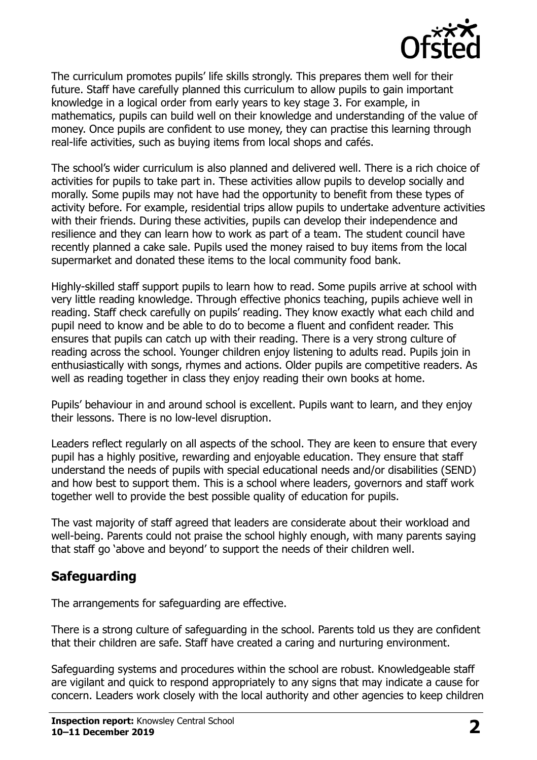The curriculum promotes pupils' life skills strongly. This prepares them well for their future. Staff have carefully planned this curriculum to allow pupils to gain important knowledge in a logical order from early years to key stage 3. For example, in mathematics, pupils can build well on their knowledge and understanding of the value of money. Once pupils are confident to use money, they can practise this learning through real-life activities, such as buying items from local shops and cafés.

The school's wider curriculum is also planned and delivered well. There is a rich choice of activities for pupils to take part in. These activities allow pupils to develop socially and morally. Some pupils may not have had the opportunity to benefit from these types of activity before. For example, residential trips allow pupils to undertake adventure activities with their friends. During these activities, pupils can develop their independence and resilience and they can learn how to work as part of a team. The student council have recently planned a cake sale. Pupils used the money raised to buy items from the local supermarket and donated these items to the local community food bank.

Highly-skilled staff support pupils to learn how to read. Some pupils arrive at school with very little reading knowledge. Through effective phonics teaching, pupils achieve well in reading. Staff check carefully on pupils' reading. They know exactly what each child and pupil need to know and be able to do to become a fluent and confident reader. This ensures that pupils can catch up with their reading. There is a very strong culture of reading across the school. Younger children enjoy listening to adults read. Pupils join in enthusiastically with songs, rhymes and actions. Older pupils are competitive readers. As well as reading together in class they enjoy reading their own books at home.

Pupils' behaviour in and around school is excellent. Pupils want to learn, and they enjoy their lessons. There is no low-level disruption.

Leaders reflect regularly on all aspects of the school. They are keen to ensure that every pupil has a highly positive, rewarding and enjoyable education. They ensure that staff understand the needs of pupils with special educational needs and/or disabilities (SEND) and how best to support them. This is a school where leaders, governors and staff work together well to provide the best possible quality of education for pupils.

The vast majority of staff agreed that leaders are considerate about their workload and well-being. Parents could not praise the school highly enough, with many parents saying that staff go 'above and beyond' to support the needs of their children well.

## Safeguarding

The arrangements for safeguarding are effective.

There is a strong culture of safeguarding in the school. Parents told us they are confident that their children are safe. Staff have created a caring and nurturing environment.

Safeguarding systems and procedures within the school are robust. Knowledgeable staff are vigilant and quick to respond appropriately to any signs that may indicate a cause for concern. Leaders work closely with the local authority and other agencies to keep children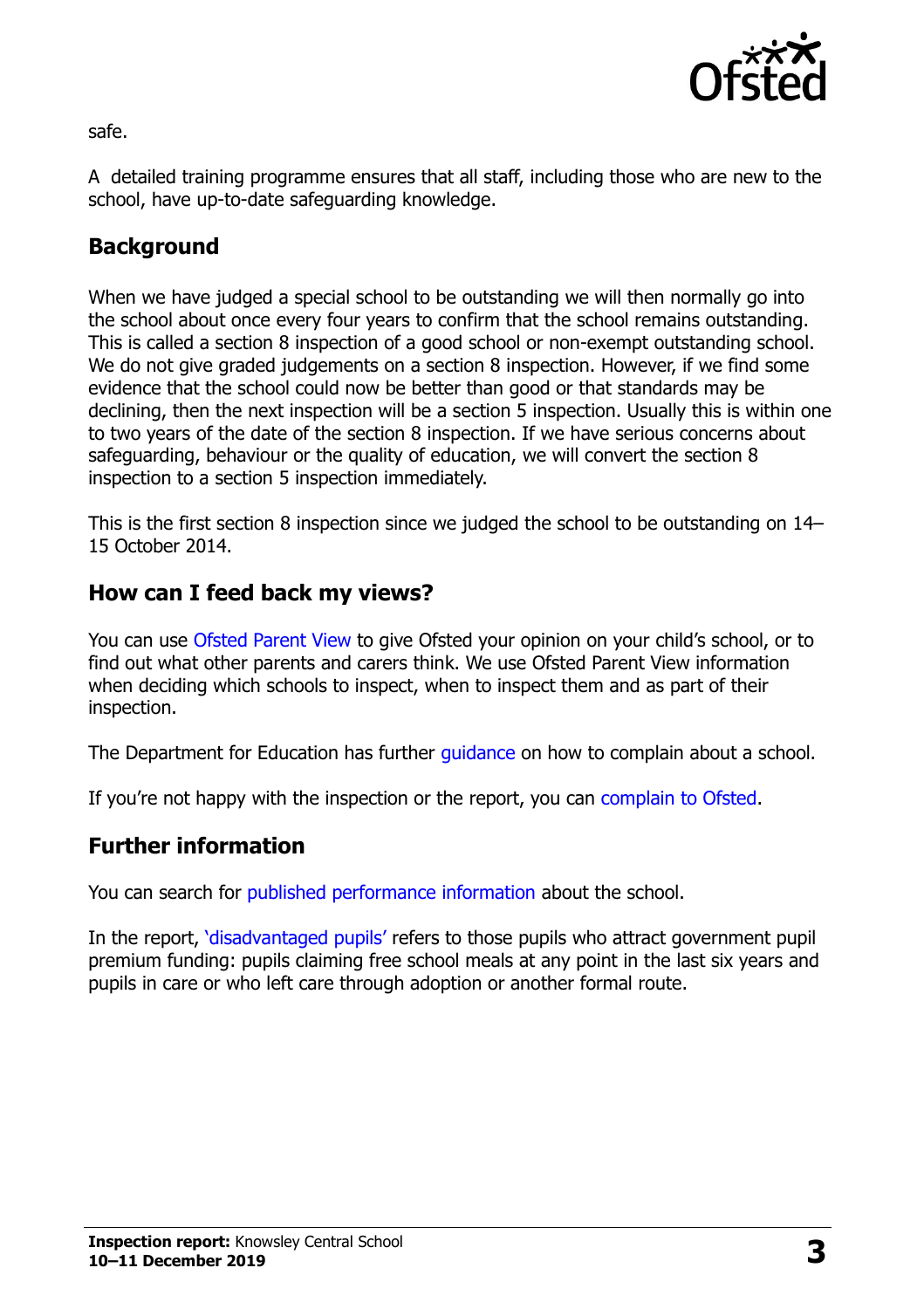safe.

A detailed training programme ensures that all staff, including those who are new to the school, have up-to-date safeguarding knowledge.

## Background

When we have judged a special school to be outstanding we will then normally go into the school about once every four years to confirm that the school remains outstanding. This is called a section 8 inspection of a good school or non-exempt outstanding school. We do not give graded judgements on a section 8 inspection. However, if we find some evidence that the school could now be better than good or that standards may be declining, then the next inspection will be a section 5 inspection. Usually this is within one to two years of the date of the section 8 inspection. If we have serious concerns about safeguarding, behaviour or the quality of education, we will convert the section 8 inspection to a section 5 inspection immediately.

This is the first section 8 inspection since we judged the school to be outstanding on 14–15 October 2014.

## How can I feed back my views?

You can use Ofsted Parent View to give Ofsted your opinion on your child's school, or to find out what other parents and carers think. We use Ofsted Parent View information when deciding which schools to inspect, when to inspect them and as part of their inspection.

The Department for Education has further guidance on how to complain about a school.

If you're not happy with the inspection or the report, you can complain to Ofsted.

## Further information

You can search for published performance information about the school.

In the report, 'disadvantaged pupils' refers to those pupils who attract government pupil premium funding: pupils claiming free school meals at any point in the last six years and pupils in care or who left care through adoption or another formal route.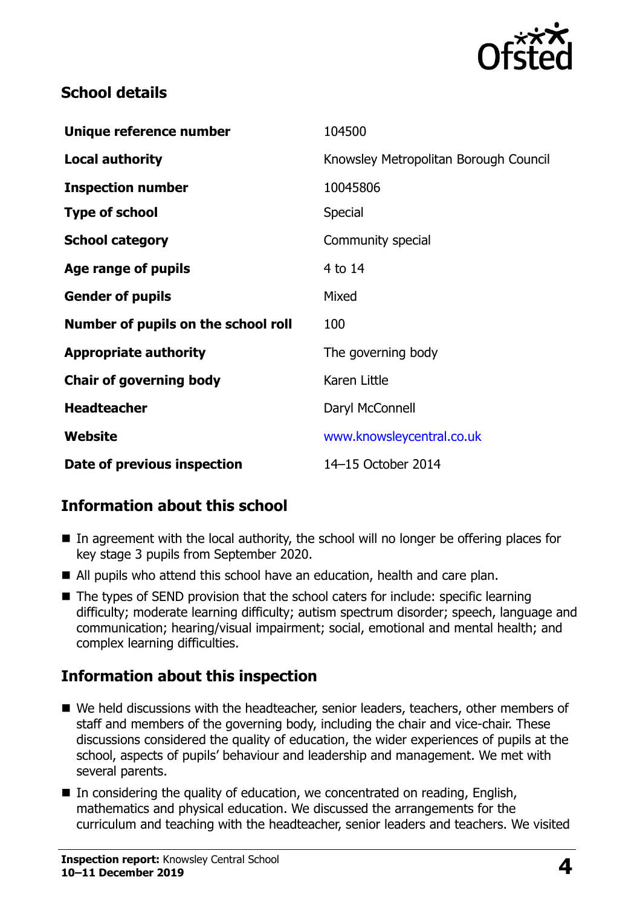## School details

| Unique reference number | 104500 |
| --- | --- |
| Local authority | Knowsley Metropolitan Borough Council |
| Inspection number | 10045806 |
| Type of school | Special |
| School category | Community special |
| Age range of pupils | 4 to 14 |
| Gender of pupils | Mixed |
| Number of pupils on the school roll | 100 |
| Appropriate authority | The governing body |
| Chair of governing body | Karen Little |
| Headteacher | Daryl McConnell |
| Website | www.knowsleycentral.co.uk |
| Date of previous inspection | 14–15 October 2014 |

## Information about this school

- In agreement with the local authority, the school will no longer be offering places for key stage 3 pupils from September 2020.
- All pupils who attend this school have an education, health and care plan.
- The types of SEND provision that the school caters for include: specific learning difficulty; moderate learning difficulty; autism spectrum disorder; speech, language and communication; hearing/visual impairment; social, emotional and mental health; and complex learning difficulties.

## Information about this inspection

- We held discussions with the headteacher, senior leaders, teachers, other members of staff and members of the governing body, including the chair and vice-chair. These discussions considered the quality of education, the wider experiences of pupils at the school, aspects of pupils' behaviour and leadership and management. We met with several parents.
- In considering the quality of education, we concentrated on reading, English, mathematics and physical education. We discussed the arrangements for the curriculum and teaching with the headteacher, senior leaders and teachers. We visited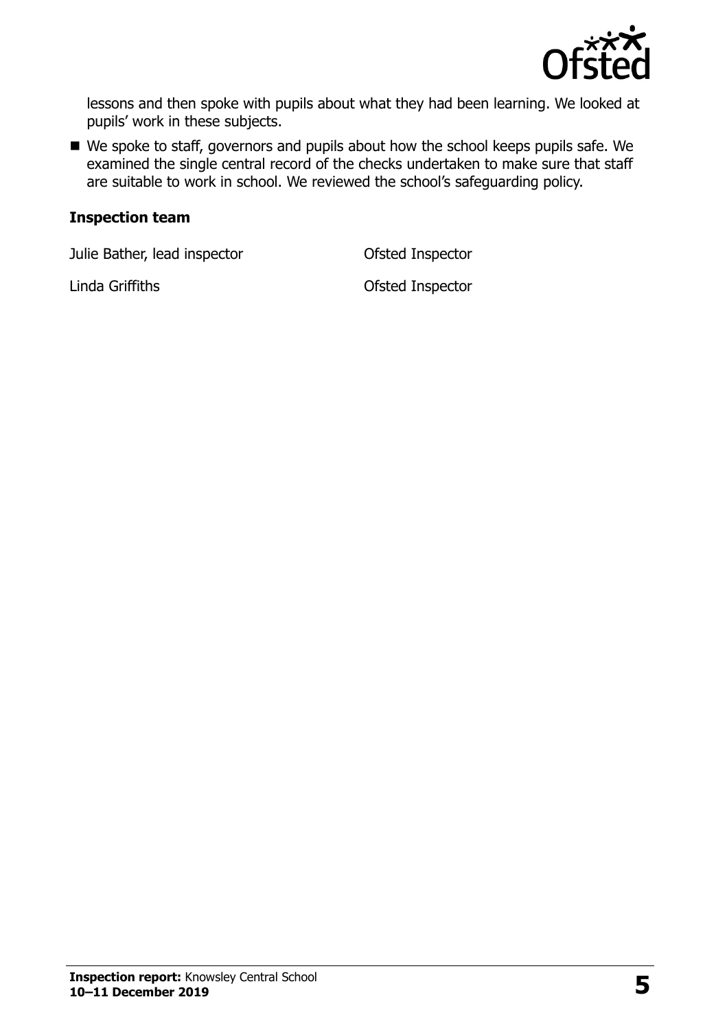lessons and then spoke with pupils about what they had been learning. We looked at pupils' work in these subjects.

- We spoke to staff, governors and pupils about how the school keeps pupils safe. We examined the single central record of the checks undertaken to make sure that staff are suitable to work in school. We reviewed the school's safeguarding policy.

### Inspection team

| | |
|---|---|
| Julie Bather, lead inspector | Ofsted Inspector |
| Linda Griffiths | Ofsted Inspector |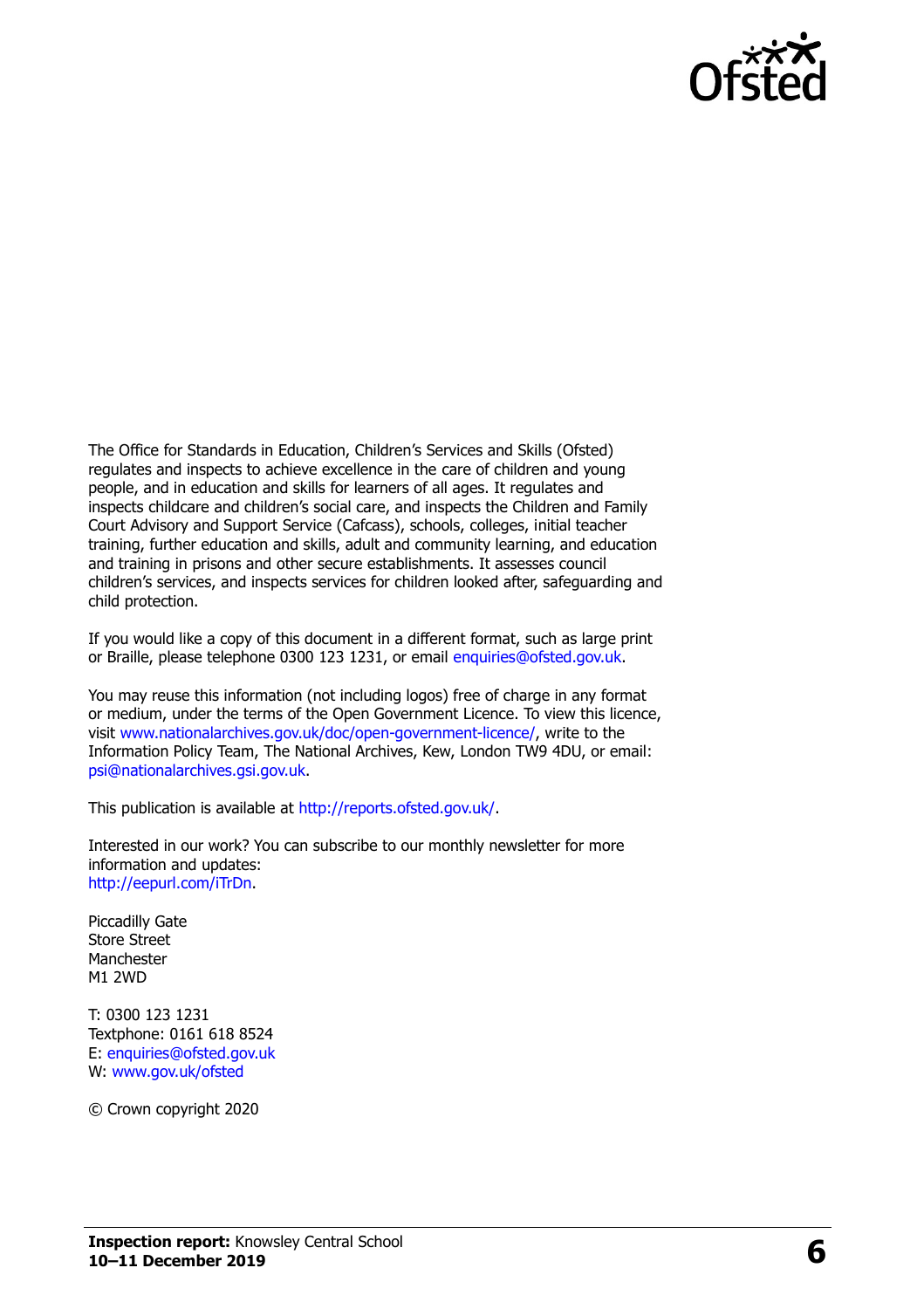The Office for Standards in Education, Children's Services and Skills (Ofsted) regulates and inspects to achieve excellence in the care of children and young people, and in education and skills for learners of all ages. It regulates and inspects childcare and children's social care, and inspects the Children and Family Court Advisory and Support Service (Cafcass), schools, colleges, initial teacher training, further education and skills, adult and community learning, and education and training in prisons and other secure establishments. It assesses council children's services, and inspects services for children looked after, safeguarding and child protection.

If you would like a copy of this document in a different format, such as large print or Braille, please telephone 0300 123 1231, or email enquiries@ofsted.gov.uk.

You may reuse this information (not including logos) free of charge in any format or medium, under the terms of the Open Government Licence. To view this licence, visit www.nationalarchives.gov.uk/doc/open-government-licence/, write to the Information Policy Team, The National Archives, Kew, London TW9 4DU, or email: psi@nationalarchives.gsi.gov.uk.

This publication is available at http://reports.ofsted.gov.uk/.

Interested in our work? You can subscribe to our monthly newsletter for more information and updates:
http://eepurl.com/iTrDn.

Piccadilly Gate
Store Street
Manchester
M1 2WD

T: 0300 123 1231
Textphone: 0161 618 8524
E: enquiries@ofsted.gov.uk
W: www.gov.uk/ofsted

© Crown copyright 2020